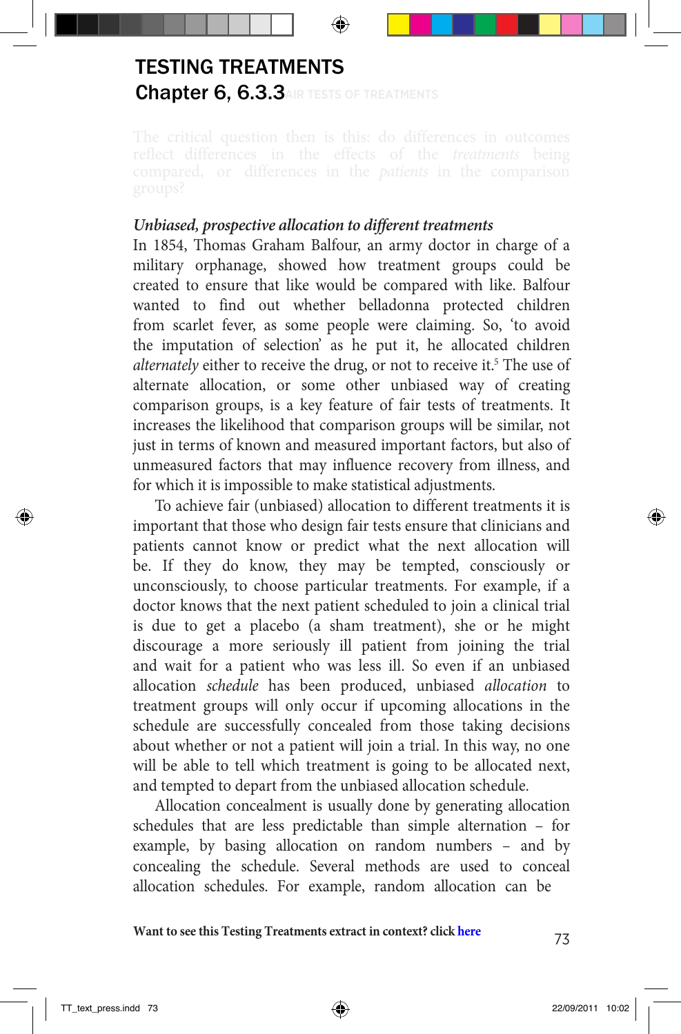# TESTING TREATMENTS

## Chapter 6, 6.3.3

*Unbiased, prospective allocation to different treatments*

In 1854, Thomas Graham Balfour, an army doctor in charge of a military orphanage, showed how treatment groups could be created to ensure that like would be compared with like. Balfour wanted to find out whether belladonna protected children from scarlet fever, as some people were claiming. So, 'to avoid the imputation of selection' as he put it, he allocated children *alternately* either to receive the drug, or not to receive it.[5] The use of alternate allocation, or some other unbiased way of creating comparison groups, is a key feature of fair tests of treatments. It increases the likelihood that comparison groups will be similar, not just in terms of known and measured important factors, but also of unmeasured factors that may influence recovery from illness, and for which it is impossible to make statistical adjustments.

To achieve fair (unbiased) allocation to different treatments it is important that those who design fair tests ensure that clinicians and patients cannot know or predict what the next allocation will be. If they do know, they may be tempted, consciously or unconsciously, to choose particular treatments. For example, if a doctor knows that the next patient scheduled to join a clinical trial is due to get a placebo (a sham treatment), she or he might discourage a more seriously ill patient from joining the trial and wait for a patient who was less ill. So even if an unbiased allocation *schedule* has been produced, unbiased *allocation* to treatment groups will only occur if upcoming allocations in the schedule are successfully concealed from those taking decisions about whether or not a patient will join a trial. In this way, no one will be able to tell which treatment is going to be allocated next, and tempted to depart from the unbiased allocation schedule.

Allocation concealment is usually done by generating allocation schedules that are less predictable than simple alternation – for example, by basing allocation on random numbers – and by concealing the schedule. Several methods are used to conceal allocation schedules. For example, random allocation can be

**Want to see this Testing Treatments extract in context? click here**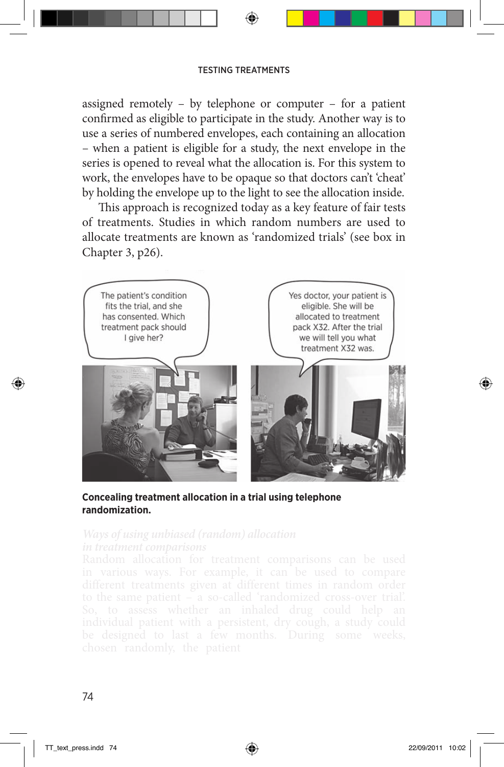assigned remotely – by telephone or computer – for a patient confirmed as eligible to participate in the study. Another way is to use a series of numbered envelopes, each containing an allocation – when a patient is eligible for a study, the next envelope in the series is opened to reveal what the allocation is. For this system to work, the envelopes have to be opaque so that doctors can't 'cheat' by holding the envelope up to the light to see the allocation inside.

This approach is recognized today as a key feature of fair tests of treatments. Studies in which random numbers are used to allocate treatments are known as 'randomized trials' (see box in Chapter 3, p26).

**Concealing treatment allocation in a trial using telephone randomization.**

*Ways of using unbiased (random) allocation in treatment comparisons*

Random allocation for treatment comparisons can be used in various ways. For example, it can be used to compare different treatments given at different times in random order to the same patient – a so-called 'randomized cross-over trial'. So, to assess whether an inhaled drug could help an individual patient with a persistent, dry cough, a study could be designed to last a few months. During some weeks, chosen randomly, the patient